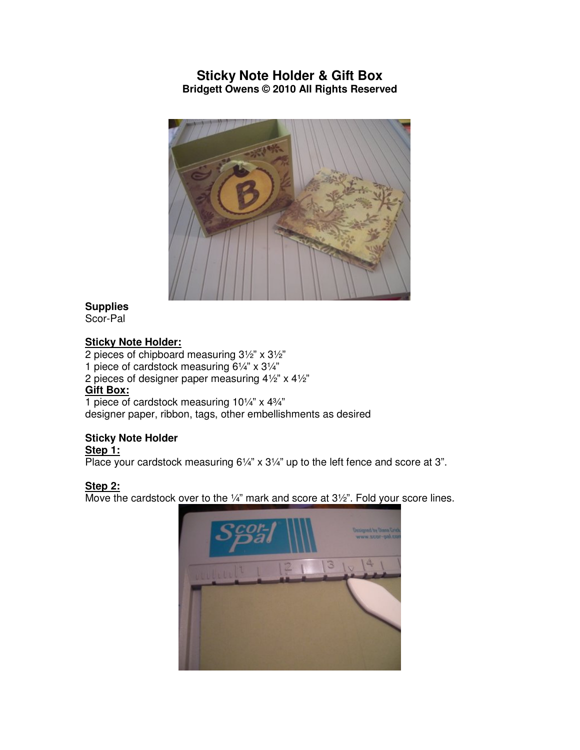# Sticky Note Holder & Gift Box

**Bridgett Owens © 2010 All Rights Reserved**

**Supplies**
Scor-Pal

**Sticky Note Holder:**

2 pieces of chipboard measuring 3½" x 3½"
1 piece of cardstock measuring 6¼" x 3¼"
2 pieces of designer paper measuring 4½" x 4½"

**Gift Box:**

1 piece of cardstock measuring 10¼" x 4¾"
designer paper, ribbon, tags, other embellishments as desired

**Sticky Note Holder**

**Step 1:**
Place your cardstock measuring 6¼" x 3¼" up to the left fence and score at 3".

**Step 2:**
Move the cardstock over to the ¼" mark and score at 3½". Fold your score lines.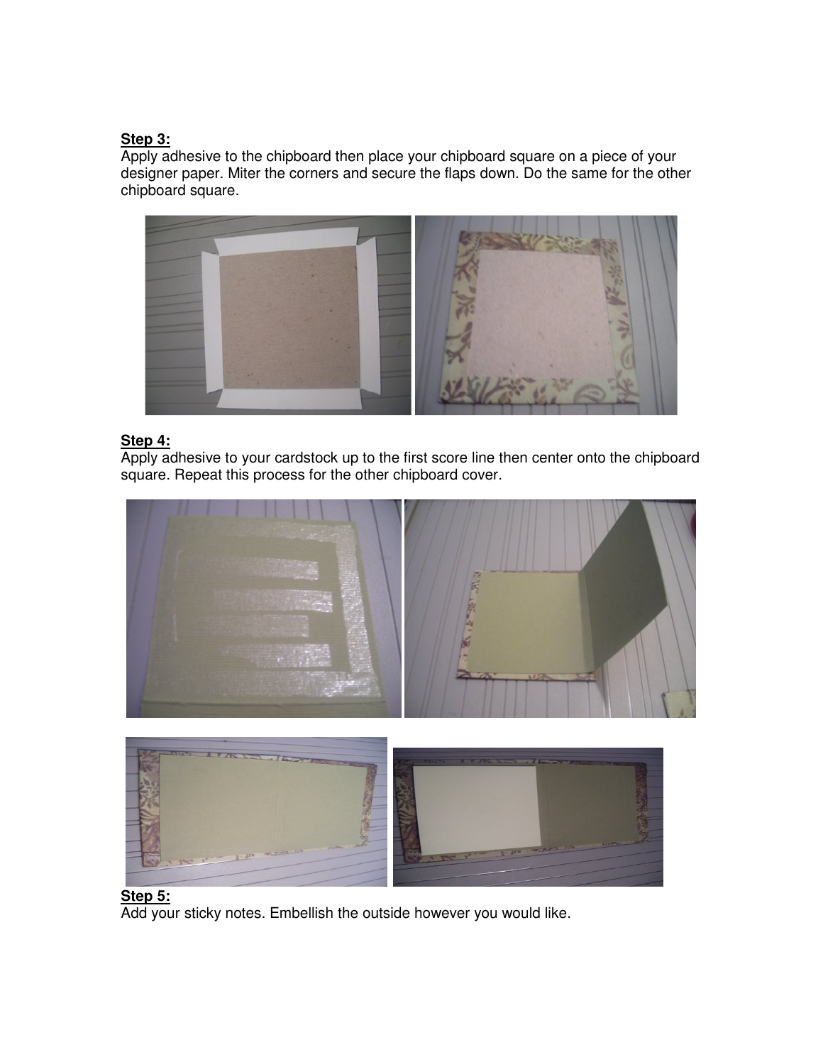**Step 3:**
Apply adhesive to the chipboard then place your chipboard square on a piece of your designer paper. Miter the corners and secure the flaps down. Do the same for the other chipboard square.

**Step 4:**
Apply adhesive to your cardstock up to the first score line then center onto the chipboard square. Repeat this process for the other chipboard cover.

**Step 5:**
Add your sticky notes. Embellish the outside however you would like.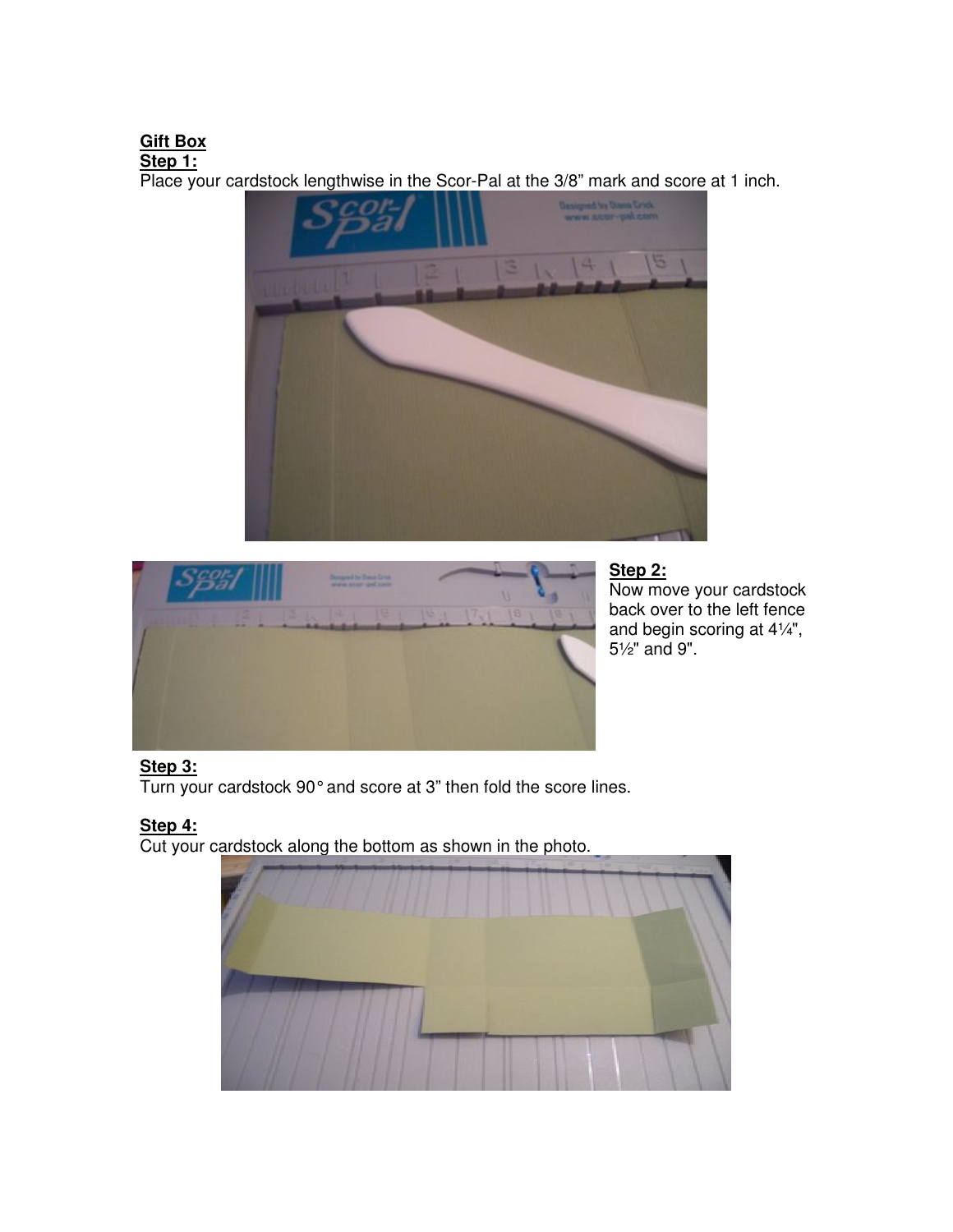**Gift Box**

**Step 1:**

Place your cardstock lengthwise in the Scor-Pal at the 3/8” mark and score at 1 inch.

**Step 2:**

Now move your cardstock back over to the left fence and begin scoring at 4¼", 5½" and 9".

**Step 3:**

Turn your cardstock 90° and score at 3” then fold the score lines.

**Step 4:**

Cut your cardstock along the bottom as shown in the photo.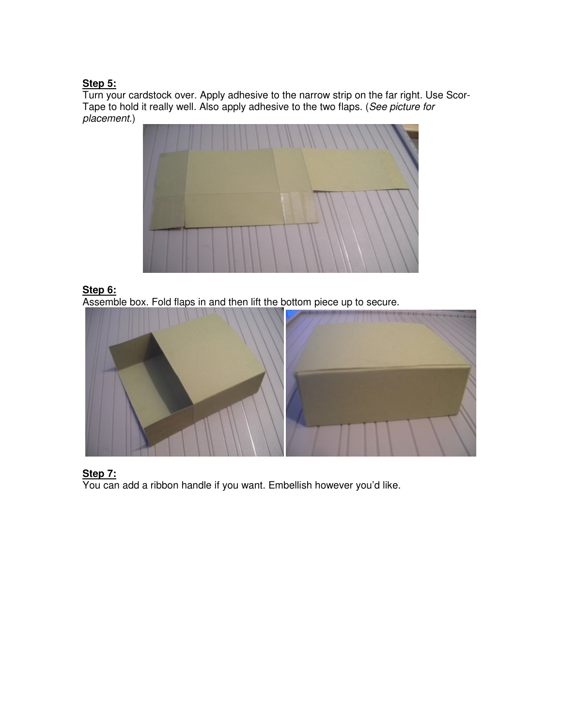**Step 5:**

Turn your cardstock over. Apply adhesive to the narrow strip on the far right. Use Scor-Tape to hold it really well. Also apply adhesive to the two flaps. (*See picture for placement.*)

**Step 6:**

Assemble box. Fold flaps in and then lift the bottom piece up to secure.

**Step 7:**

You can add a ribbon handle if you want. Embellish however you'd like.